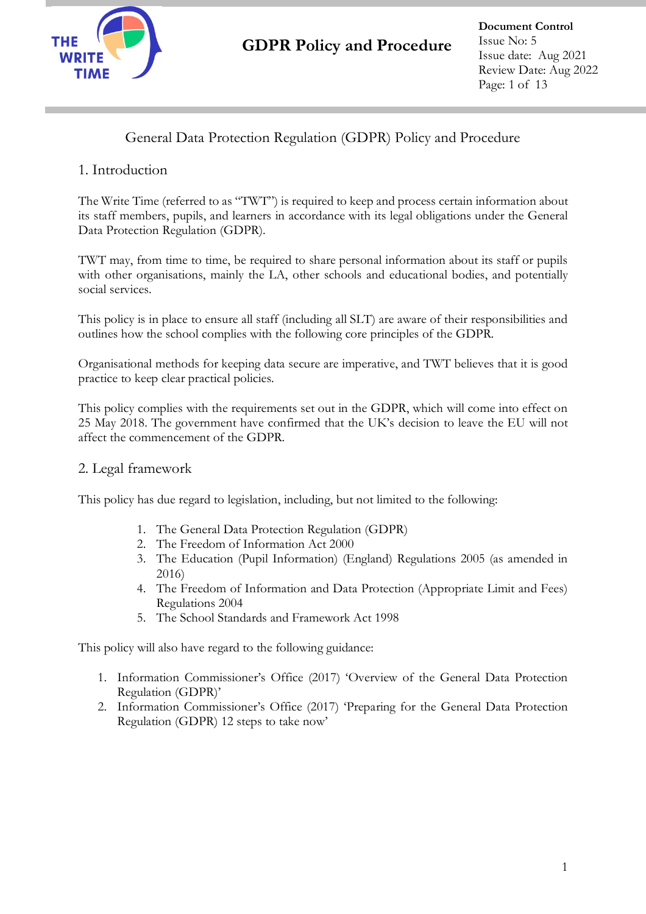# General Data Protection Regulation (GDPR) Policy and Procedure

## 1. Introduction

The Write Time (referred to as "TWT") is required to keep and process certain information about its staff members, pupils, and learners in accordance with its legal obligations under the General Data Protection Regulation (GDPR).

TWT may, from time to time, be required to share personal information about its staff or pupils with other organisations, mainly the LA, other schools and educational bodies, and potentially social services.

This policy is in place to ensure all staff (including all SLT) are aware of their responsibilities and outlines how the school complies with the following core principles of the GDPR.

Organisational methods for keeping data secure are imperative, and TWT believes that it is good practice to keep clear practical policies.

This policy complies with the requirements set out in the GDPR, which will come into effect on 25 May 2018. The government have confirmed that the UK's decision to leave the EU will not affect the commencement of the GDPR.

## 2. Legal framework

This policy has due regard to legislation, including, but not limited to the following:

1. The General Data Protection Regulation (GDPR)
2. The Freedom of Information Act 2000
3. The Education (Pupil Information) (England) Regulations 2005 (as amended in 2016)
4. The Freedom of Information and Data Protection (Appropriate Limit and Fees) Regulations 2004
5. The School Standards and Framework Act 1998

This policy will also have regard to the following guidance:

1. Information Commissioner's Office (2017) 'Overview of the General Data Protection Regulation (GDPR)'
2. Information Commissioner's Office (2017) 'Preparing for the General Data Protection Regulation (GDPR) 12 steps to take now'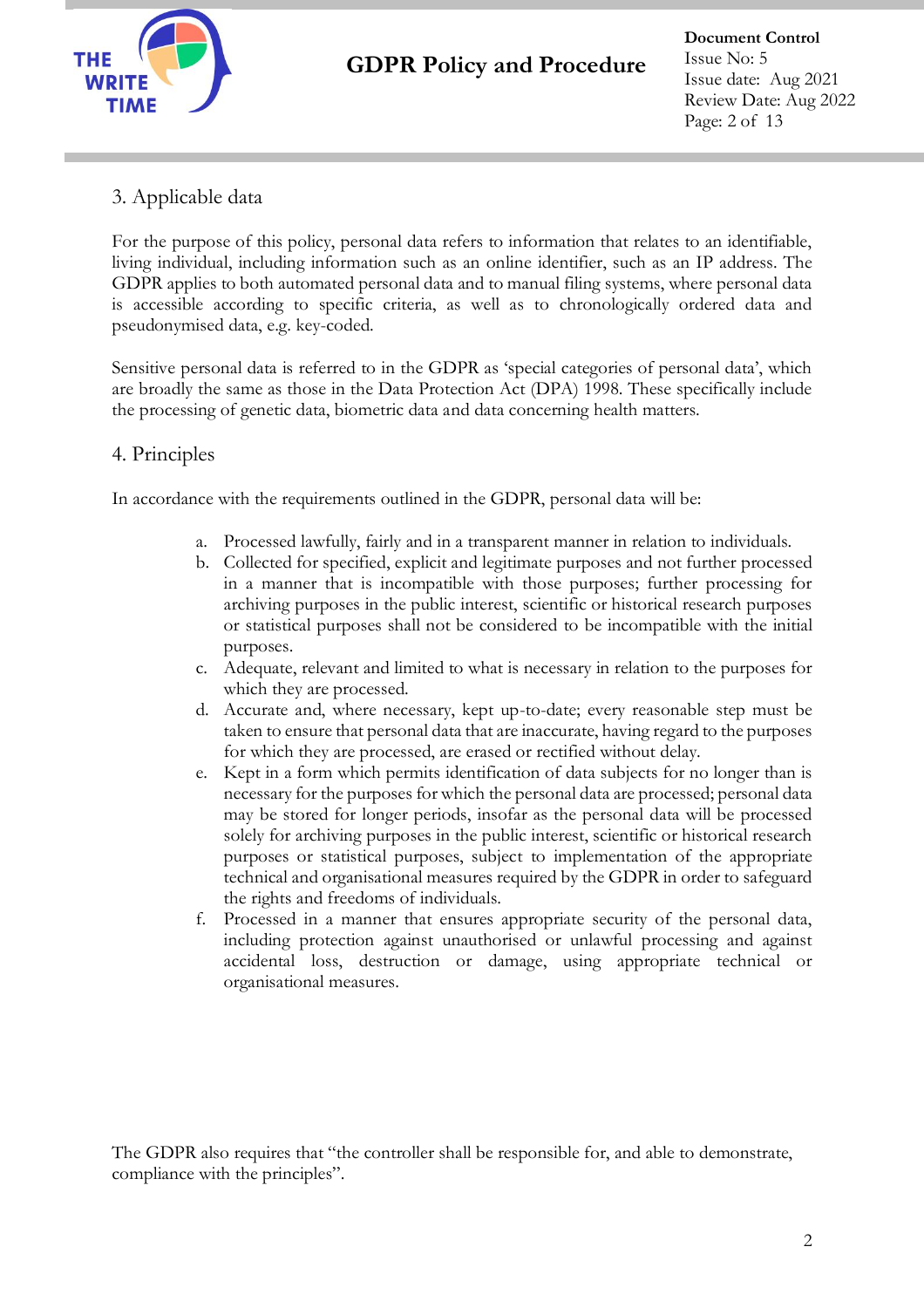## 3. Applicable data

For the purpose of this policy, personal data refers to information that relates to an identifiable, living individual, including information such as an online identifier, such as an IP address. The GDPR applies to both automated personal data and to manual filing systems, where personal data is accessible according to specific criteria, as well as to chronologically ordered data and pseudonymised data, e.g. key-coded.

Sensitive personal data is referred to in the GDPR as 'special categories of personal data', which are broadly the same as those in the Data Protection Act (DPA) 1998. These specifically include the processing of genetic data, biometric data and data concerning health matters.

## 4. Principles

In accordance with the requirements outlined in the GDPR, personal data will be:

a. Processed lawfully, fairly and in a transparent manner in relation to individuals.
b. Collected for specified, explicit and legitimate purposes and not further processed in a manner that is incompatible with those purposes; further processing for archiving purposes in the public interest, scientific or historical research purposes or statistical purposes shall not be considered to be incompatible with the initial purposes.
c. Adequate, relevant and limited to what is necessary in relation to the purposes for which they are processed.
d. Accurate and, where necessary, kept up-to-date; every reasonable step must be taken to ensure that personal data that are inaccurate, having regard to the purposes for which they are processed, are erased or rectified without delay.
e. Kept in a form which permits identification of data subjects for no longer than is necessary for the purposes for which the personal data are processed; personal data may be stored for longer periods, insofar as the personal data will be processed solely for archiving purposes in the public interest, scientific or historical research purposes or statistical purposes, subject to implementation of the appropriate technical and organisational measures required by the GDPR in order to safeguard the rights and freedoms of individuals.
f. Processed in a manner that ensures appropriate security of the personal data, including protection against unauthorised or unlawful processing and against accidental loss, destruction or damage, using appropriate technical or organisational measures.

The GDPR also requires that "the controller shall be responsible for, and able to demonstrate, compliance with the principles".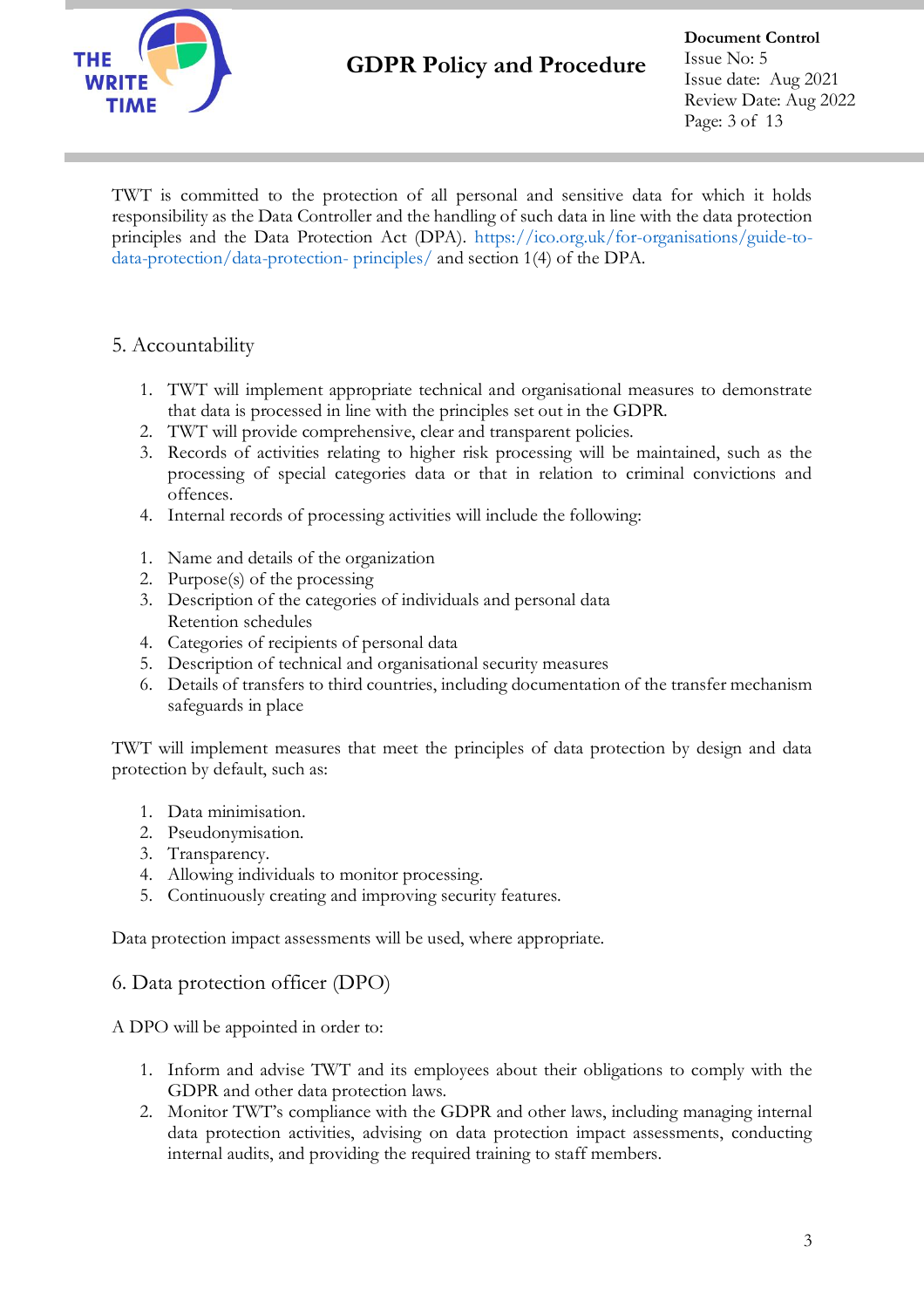TWT is committed to the protection of all personal and sensitive data for which it holds responsibility as the Data Controller and the handling of such data in line with the data protection principles and the Data Protection Act (DPA). https://ico.org.uk/for-organisations/guide-to-data-protection/data-protection- principles/ and section 1(4) of the DPA.

## 5. Accountability

1. TWT will implement appropriate technical and organisational measures to demonstrate that data is processed in line with the principles set out in the GDPR.
2. TWT will provide comprehensive, clear and transparent policies.
3. Records of activities relating to higher risk processing will be maintained, such as the processing of special categories data or that in relation to criminal convictions and offences.
4. Internal records of processing activities will include the following:

1. Name and details of the organization
2. Purpose(s) of the processing
3. Description of the categories of individuals and personal data
   Retention schedules
4. Categories of recipients of personal data
5. Description of technical and organisational security measures
6. Details of transfers to third countries, including documentation of the transfer mechanism safeguards in place

TWT will implement measures that meet the principles of data protection by design and data protection by default, such as:

1. Data minimisation.
2. Pseudonymisation.
3. Transparency.
4. Allowing individuals to monitor processing.
5. Continuously creating and improving security features.

Data protection impact assessments will be used, where appropriate.

## 6. Data protection officer (DPO)

A DPO will be appointed in order to:

1. Inform and advise TWT and its employees about their obligations to comply with the GDPR and other data protection laws.
2. Monitor TWT's compliance with the GDPR and other laws, including managing internal data protection activities, advising on data protection impact assessments, conducting internal audits, and providing the required training to staff members.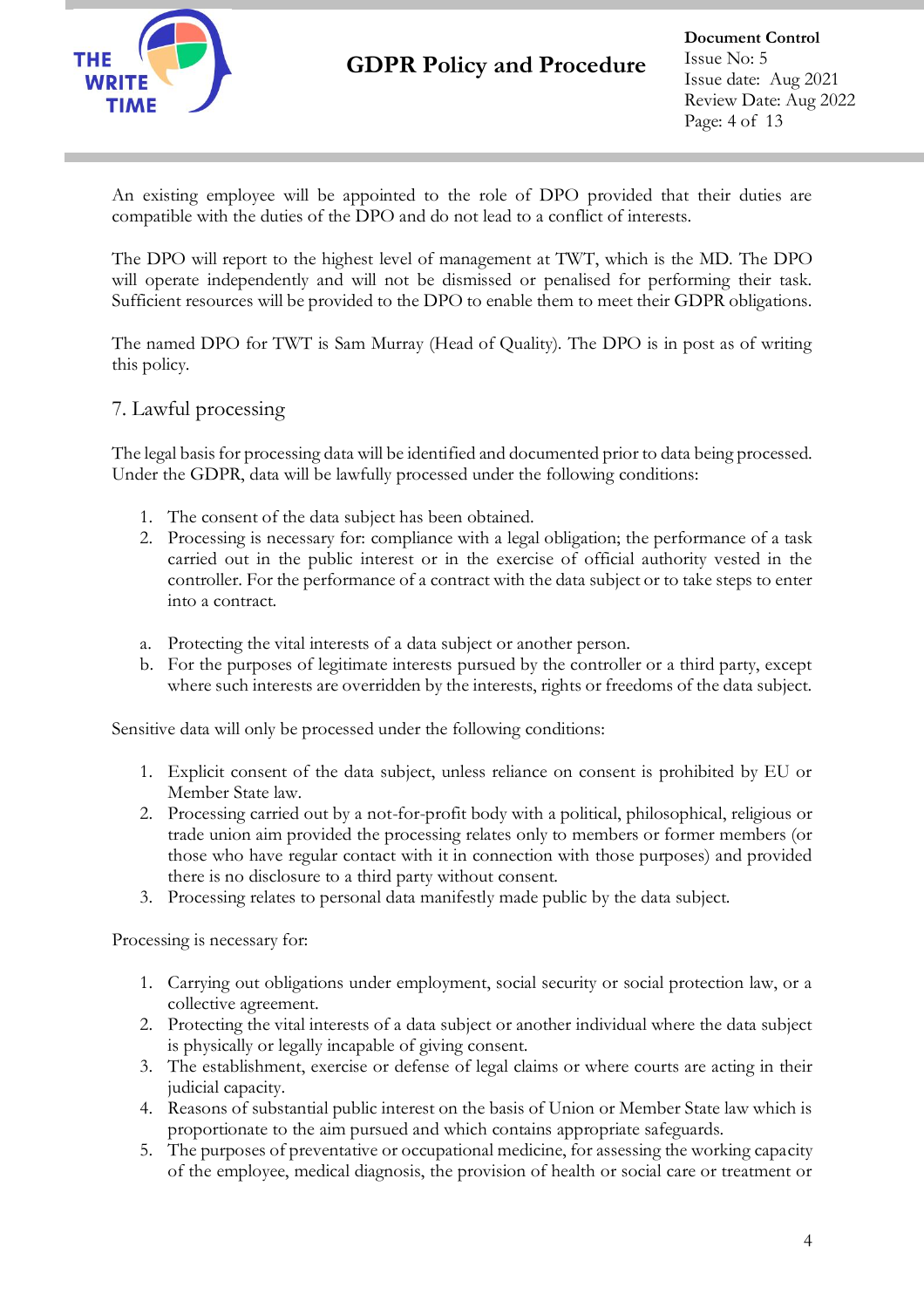An existing employee will be appointed to the role of DPO provided that their duties are compatible with the duties of the DPO and do not lead to a conflict of interests.

The DPO will report to the highest level of management at TWT, which is the MD. The DPO will operate independently and will not be dismissed or penalised for performing their task. Sufficient resources will be provided to the DPO to enable them to meet their GDPR obligations.

The named DPO for TWT is Sam Murray (Head of Quality). The DPO is in post as of writing this policy.

## 7. Lawful processing

The legal basis for processing data will be identified and documented prior to data being processed. Under the GDPR, data will be lawfully processed under the following conditions:

1. The consent of the data subject has been obtained.
2. Processing is necessary for: compliance with a legal obligation; the performance of a task carried out in the public interest or in the exercise of official authority vested in the controller. For the performance of a contract with the data subject or to take steps to enter into a contract.

a. Protecting the vital interests of a data subject or another person.
b. For the purposes of legitimate interests pursued by the controller or a third party, except where such interests are overridden by the interests, rights or freedoms of the data subject.

Sensitive data will only be processed under the following conditions:

1. Explicit consent of the data subject, unless reliance on consent is prohibited by EU or Member State law.
2. Processing carried out by a not-for-profit body with a political, philosophical, religious or trade union aim provided the processing relates only to members or former members (or those who have regular contact with it in connection with those purposes) and provided there is no disclosure to a third party without consent.
3. Processing relates to personal data manifestly made public by the data subject.

Processing is necessary for:

1. Carrying out obligations under employment, social security or social protection law, or a collective agreement.
2. Protecting the vital interests of a data subject or another individual where the data subject is physically or legally incapable of giving consent.
3. The establishment, exercise or defense of legal claims or where courts are acting in their judicial capacity.
4. Reasons of substantial public interest on the basis of Union or Member State law which is proportionate to the aim pursued and which contains appropriate safeguards.
5. The purposes of preventative or occupational medicine, for assessing the working capacity of the employee, medical diagnosis, the provision of health or social care or treatment or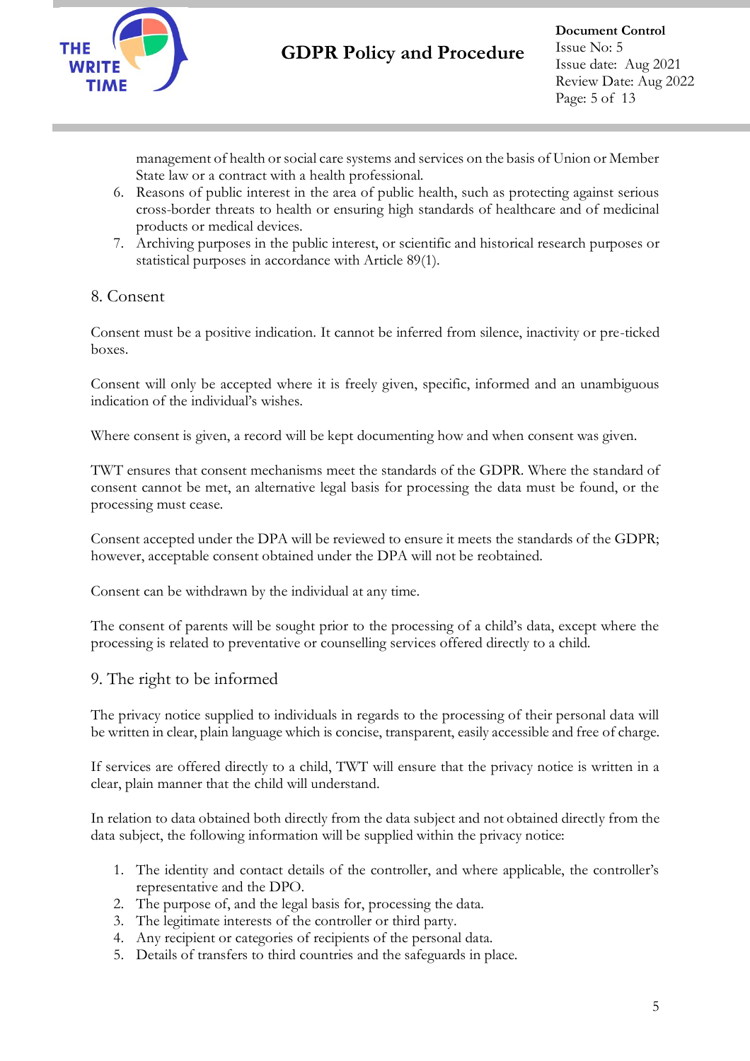management of health or social care systems and services on the basis of Union or Member State law or a contract with a health professional.

6. Reasons of public interest in the area of public health, such as protecting against serious cross-border threats to health or ensuring high standards of healthcare and of medicinal products or medical devices.
7. Archiving purposes in the public interest, or scientific and historical research purposes or statistical purposes in accordance with Article 89(1).

## 8. Consent

Consent must be a positive indication. It cannot be inferred from silence, inactivity or pre-ticked boxes.

Consent will only be accepted where it is freely given, specific, informed and an unambiguous indication of the individual's wishes.

Where consent is given, a record will be kept documenting how and when consent was given.

TWT ensures that consent mechanisms meet the standards of the GDPR. Where the standard of consent cannot be met, an alternative legal basis for processing the data must be found, or the processing must cease.

Consent accepted under the DPA will be reviewed to ensure it meets the standards of the GDPR; however, acceptable consent obtained under the DPA will not be reobtained.

Consent can be withdrawn by the individual at any time.

The consent of parents will be sought prior to the processing of a child's data, except where the processing is related to preventative or counselling services offered directly to a child.

## 9. The right to be informed

The privacy notice supplied to individuals in regards to the processing of their personal data will be written in clear, plain language which is concise, transparent, easily accessible and free of charge.

If services are offered directly to a child, TWT will ensure that the privacy notice is written in a clear, plain manner that the child will understand.

In relation to data obtained both directly from the data subject and not obtained directly from the data subject, the following information will be supplied within the privacy notice:

1. The identity and contact details of the controller, and where applicable, the controller's representative and the DPO.
2. The purpose of, and the legal basis for, processing the data.
3. The legitimate interests of the controller or third party.
4. Any recipient or categories of recipients of the personal data.
5. Details of transfers to third countries and the safeguards in place.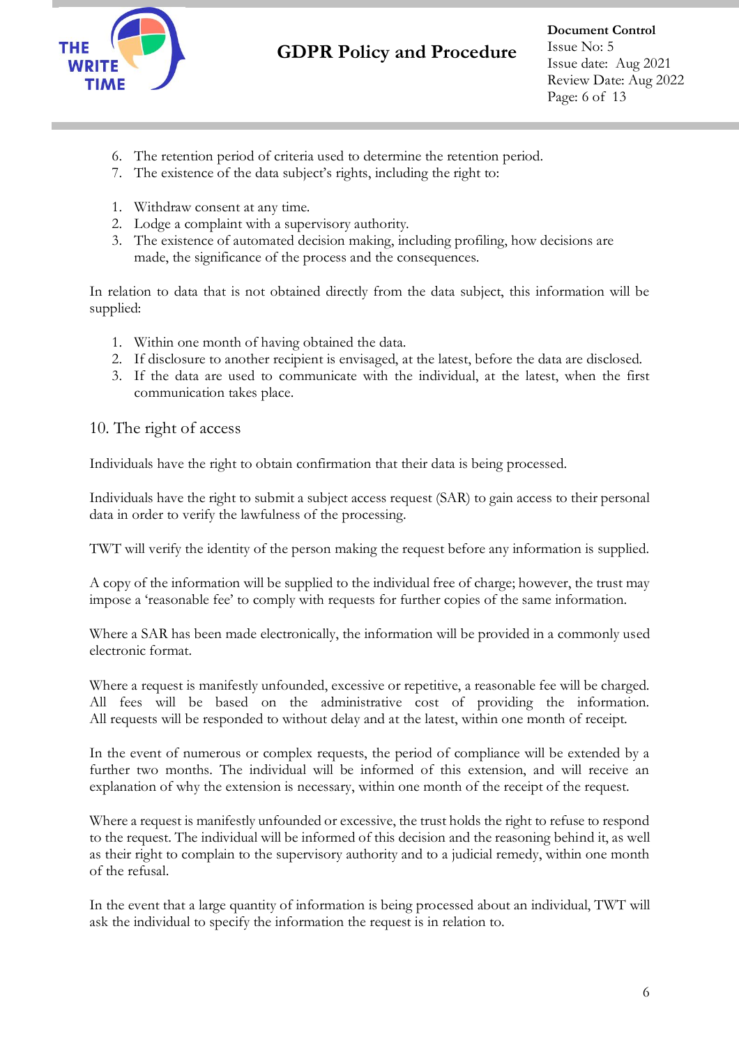6. The retention period of criteria used to determine the retention period.
7. The existence of the data subject's rights, including the right to:

1. Withdraw consent at any time.
2. Lodge a complaint with a supervisory authority.
3. The existence of automated decision making, including profiling, how decisions are made, the significance of the process and the consequences.

In relation to data that is not obtained directly from the data subject, this information will be supplied:

1. Within one month of having obtained the data.
2. If disclosure to another recipient is envisaged, at the latest, before the data are disclosed.
3. If the data are used to communicate with the individual, at the latest, when the first communication takes place.

## 10. The right of access

Individuals have the right to obtain confirmation that their data is being processed.

Individuals have the right to submit a subject access request (SAR) to gain access to their personal data in order to verify the lawfulness of the processing.

TWT will verify the identity of the person making the request before any information is supplied.

A copy of the information will be supplied to the individual free of charge; however, the trust may impose a 'reasonable fee' to comply with requests for further copies of the same information.

Where a SAR has been made electronically, the information will be provided in a commonly used electronic format.

Where a request is manifestly unfounded, excessive or repetitive, a reasonable fee will be charged. All fees will be based on the administrative cost of providing the information. All requests will be responded to without delay and at the latest, within one month of receipt.

In the event of numerous or complex requests, the period of compliance will be extended by a further two months. The individual will be informed of this extension, and will receive an explanation of why the extension is necessary, within one month of the receipt of the request.

Where a request is manifestly unfounded or excessive, the trust holds the right to refuse to respond to the request. The individual will be informed of this decision and the reasoning behind it, as well as their right to complain to the supervisory authority and to a judicial remedy, within one month of the refusal.

In the event that a large quantity of information is being processed about an individual, TWT will ask the individual to specify the information the request is in relation to.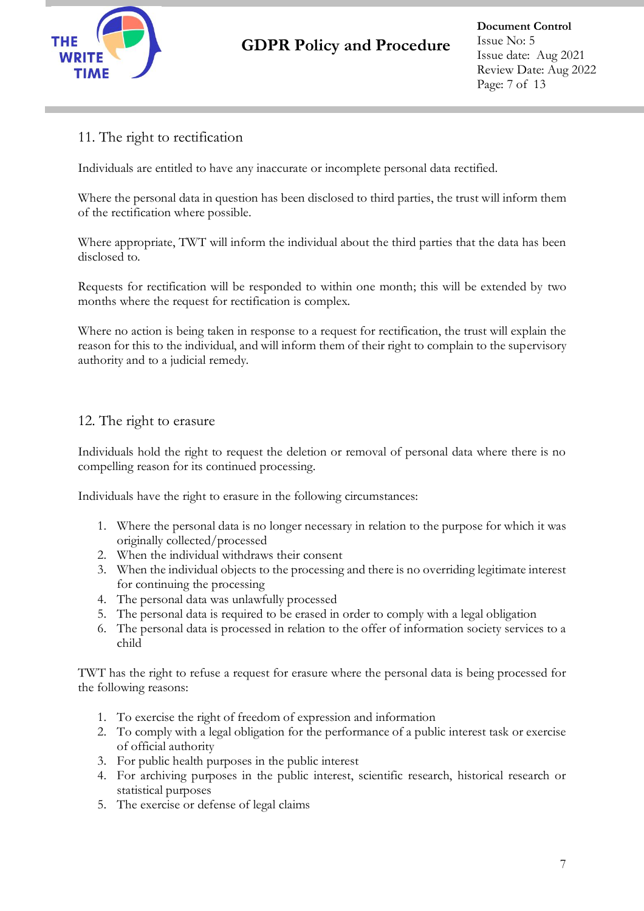## 11. The right to rectification

Individuals are entitled to have any inaccurate or incomplete personal data rectified.

Where the personal data in question has been disclosed to third parties, the trust will inform them of the rectification where possible.

Where appropriate, TWT will inform the individual about the third parties that the data has been disclosed to.

Requests for rectification will be responded to within one month; this will be extended by two months where the request for rectification is complex.

Where no action is being taken in response to a request for rectification, the trust will explain the reason for this to the individual, and will inform them of their right to complain to the supervisory authority and to a judicial remedy.

## 12. The right to erasure

Individuals hold the right to request the deletion or removal of personal data where there is no compelling reason for its continued processing.

Individuals have the right to erasure in the following circumstances:

1. Where the personal data is no longer necessary in relation to the purpose for which it was originally collected/processed
2. When the individual withdraws their consent
3. When the individual objects to the processing and there is no overriding legitimate interest for continuing the processing
4. The personal data was unlawfully processed
5. The personal data is required to be erased in order to comply with a legal obligation
6. The personal data is processed in relation to the offer of information society services to a child

TWT has the right to refuse a request for erasure where the personal data is being processed for the following reasons:

1. To exercise the right of freedom of expression and information
2. To comply with a legal obligation for the performance of a public interest task or exercise of official authority
3. For public health purposes in the public interest
4. For archiving purposes in the public interest, scientific research, historical research or statistical purposes
5. The exercise or defense of legal claims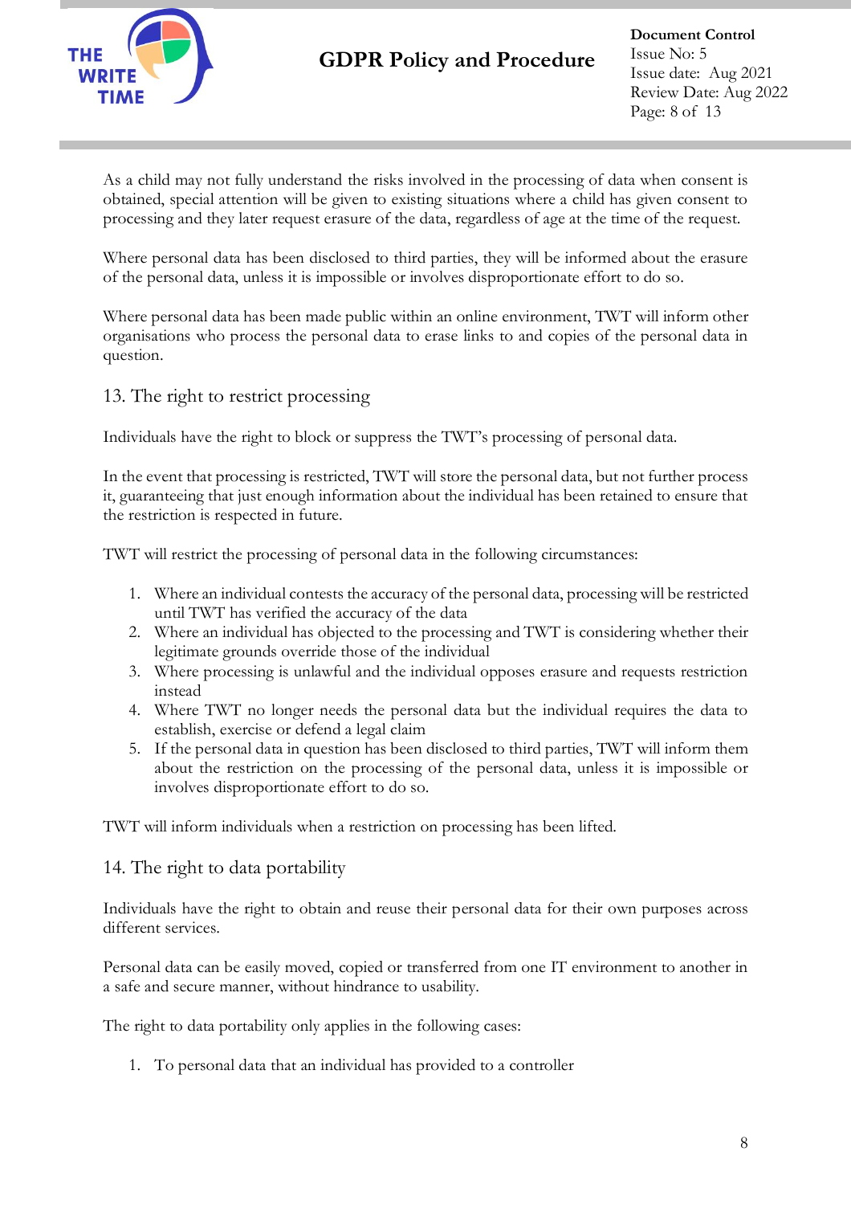As a child may not fully understand the risks involved in the processing of data when consent is obtained, special attention will be given to existing situations where a child has given consent to processing and they later request erasure of the data, regardless of age at the time of the request.

Where personal data has been disclosed to third parties, they will be informed about the erasure of the personal data, unless it is impossible or involves disproportionate effort to do so.

Where personal data has been made public within an online environment, TWT will inform other organisations who process the personal data to erase links to and copies of the personal data in question.

## 13. The right to restrict processing

Individuals have the right to block or suppress the TWT's processing of personal data.

In the event that processing is restricted, TWT will store the personal data, but not further process it, guaranteeing that just enough information about the individual has been retained to ensure that the restriction is respected in future.

TWT will restrict the processing of personal data in the following circumstances:

1. Where an individual contests the accuracy of the personal data, processing will be restricted until TWT has verified the accuracy of the data
2. Where an individual has objected to the processing and TWT is considering whether their legitimate grounds override those of the individual
3. Where processing is unlawful and the individual opposes erasure and requests restriction instead
4. Where TWT no longer needs the personal data but the individual requires the data to establish, exercise or defend a legal claim
5. If the personal data in question has been disclosed to third parties, TWT will inform them about the restriction on the processing of the personal data, unless it is impossible or involves disproportionate effort to do so.

TWT will inform individuals when a restriction on processing has been lifted.

## 14. The right to data portability

Individuals have the right to obtain and reuse their personal data for their own purposes across different services.

Personal data can be easily moved, copied or transferred from one IT environment to another in a safe and secure manner, without hindrance to usability.

The right to data portability only applies in the following cases:

1. To personal data that an individual has provided to a controller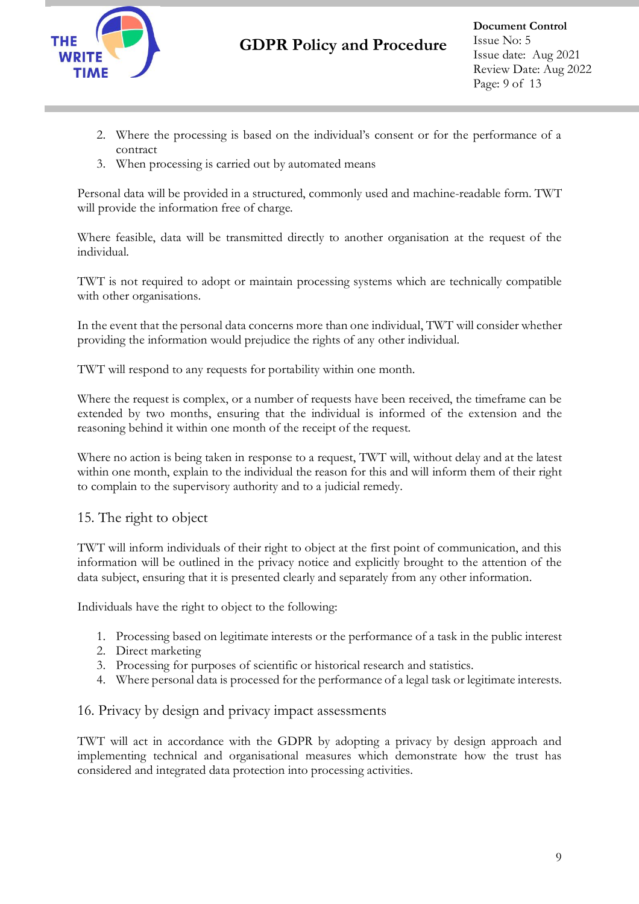2. Where the processing is based on the individual's consent or for the performance of a contract
3. When processing is carried out by automated means

Personal data will be provided in a structured, commonly used and machine-readable form. TWT will provide the information free of charge.

Where feasible, data will be transmitted directly to another organisation at the request of the individual.

TWT is not required to adopt or maintain processing systems which are technically compatible with other organisations.

In the event that the personal data concerns more than one individual, TWT will consider whether providing the information would prejudice the rights of any other individual.

TWT will respond to any requests for portability within one month.

Where the request is complex, or a number of requests have been received, the timeframe can be extended by two months, ensuring that the individual is informed of the extension and the reasoning behind it within one month of the receipt of the request.

Where no action is being taken in response to a request, TWT will, without delay and at the latest within one month, explain to the individual the reason for this and will inform them of their right to complain to the supervisory authority and to a judicial remedy.

## 15. The right to object

TWT will inform individuals of their right to object at the first point of communication, and this information will be outlined in the privacy notice and explicitly brought to the attention of the data subject, ensuring that it is presented clearly and separately from any other information.

Individuals have the right to object to the following:

1. Processing based on legitimate interests or the performance of a task in the public interest
2. Direct marketing
3. Processing for purposes of scientific or historical research and statistics.
4. Where personal data is processed for the performance of a legal task or legitimate interests.

## 16. Privacy by design and privacy impact assessments

TWT will act in accordance with the GDPR by adopting a privacy by design approach and implementing technical and organisational measures which demonstrate how the trust has considered and integrated data protection into processing activities.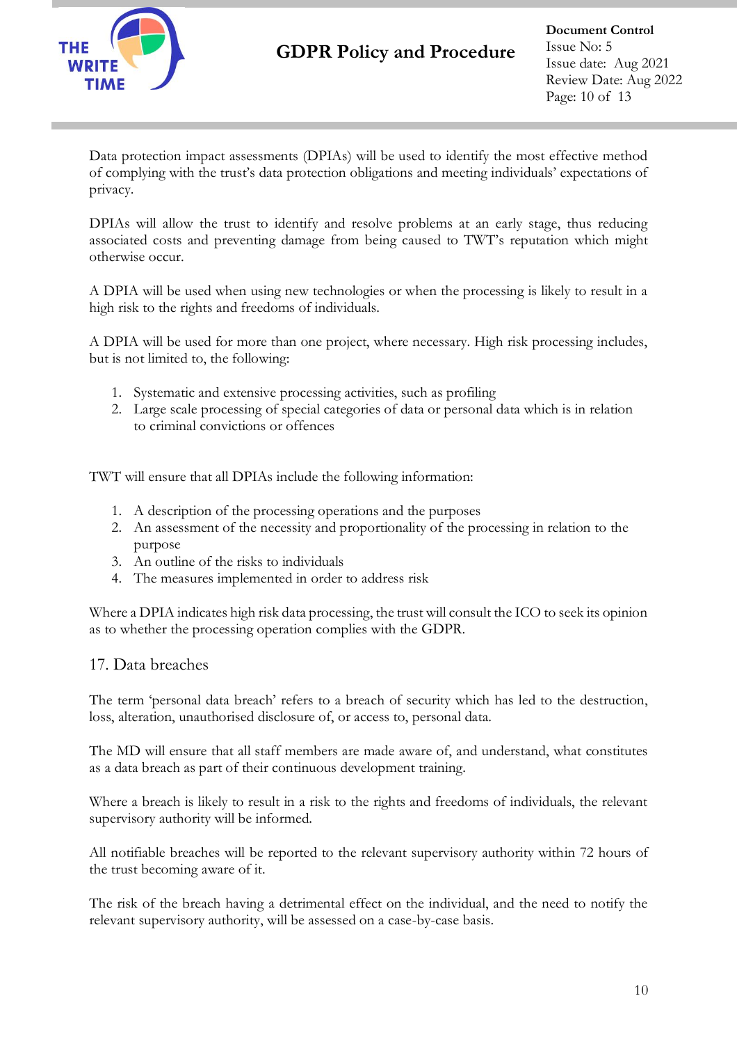Data protection impact assessments (DPIAs) will be used to identify the most effective method of complying with the trust's data protection obligations and meeting individuals' expectations of privacy.

DPIAs will allow the trust to identify and resolve problems at an early stage, thus reducing associated costs and preventing damage from being caused to TWT's reputation which might otherwise occur.

A DPIA will be used when using new technologies or when the processing is likely to result in a high risk to the rights and freedoms of individuals.

A DPIA will be used for more than one project, where necessary. High risk processing includes, but is not limited to, the following:

1. Systematic and extensive processing activities, such as profiling
2. Large scale processing of special categories of data or personal data which is in relation to criminal convictions or offences

TWT will ensure that all DPIAs include the following information:

1. A description of the processing operations and the purposes
2. An assessment of the necessity and proportionality of the processing in relation to the purpose
3. An outline of the risks to individuals
4. The measures implemented in order to address risk

Where a DPIA indicates high risk data processing, the trust will consult the ICO to seek its opinion as to whether the processing operation complies with the GDPR.

## 17. Data breaches

The term 'personal data breach' refers to a breach of security which has led to the destruction, loss, alteration, unauthorised disclosure of, or access to, personal data.

The MD will ensure that all staff members are made aware of, and understand, what constitutes as a data breach as part of their continuous development training.

Where a breach is likely to result in a risk to the rights and freedoms of individuals, the relevant supervisory authority will be informed.

All notifiable breaches will be reported to the relevant supervisory authority within 72 hours of the trust becoming aware of it.

The risk of the breach having a detrimental effect on the individual, and the need to notify the relevant supervisory authority, will be assessed on a case-by-case basis.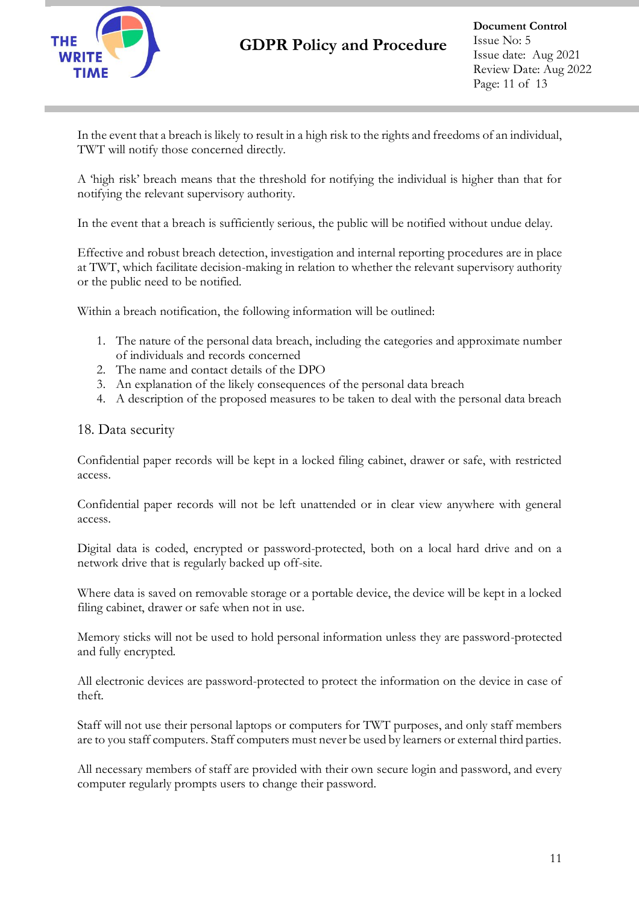In the event that a breach is likely to result in a high risk to the rights and freedoms of an individual, TWT will notify those concerned directly.

A 'high risk' breach means that the threshold for notifying the individual is higher than that for notifying the relevant supervisory authority.

In the event that a breach is sufficiently serious, the public will be notified without undue delay.

Effective and robust breach detection, investigation and internal reporting procedures are in place at TWT, which facilitate decision-making in relation to whether the relevant supervisory authority or the public need to be notified.

Within a breach notification, the following information will be outlined:

1. The nature of the personal data breach, including the categories and approximate number of individuals and records concerned
2. The name and contact details of the DPO
3. An explanation of the likely consequences of the personal data breach
4. A description of the proposed measures to be taken to deal with the personal data breach

## 18. Data security

Confidential paper records will be kept in a locked filing cabinet, drawer or safe, with restricted access.

Confidential paper records will not be left unattended or in clear view anywhere with general access.

Digital data is coded, encrypted or password-protected, both on a local hard drive and on a network drive that is regularly backed up off-site.

Where data is saved on removable storage or a portable device, the device will be kept in a locked filing cabinet, drawer or safe when not in use.

Memory sticks will not be used to hold personal information unless they are password-protected and fully encrypted.

All electronic devices are password-protected to protect the information on the device in case of theft.

Staff will not use their personal laptops or computers for TWT purposes, and only staff members are to you staff computers. Staff computers must never be used by learners or external third parties.

All necessary members of staff are provided with their own secure login and password, and every computer regularly prompts users to change their password.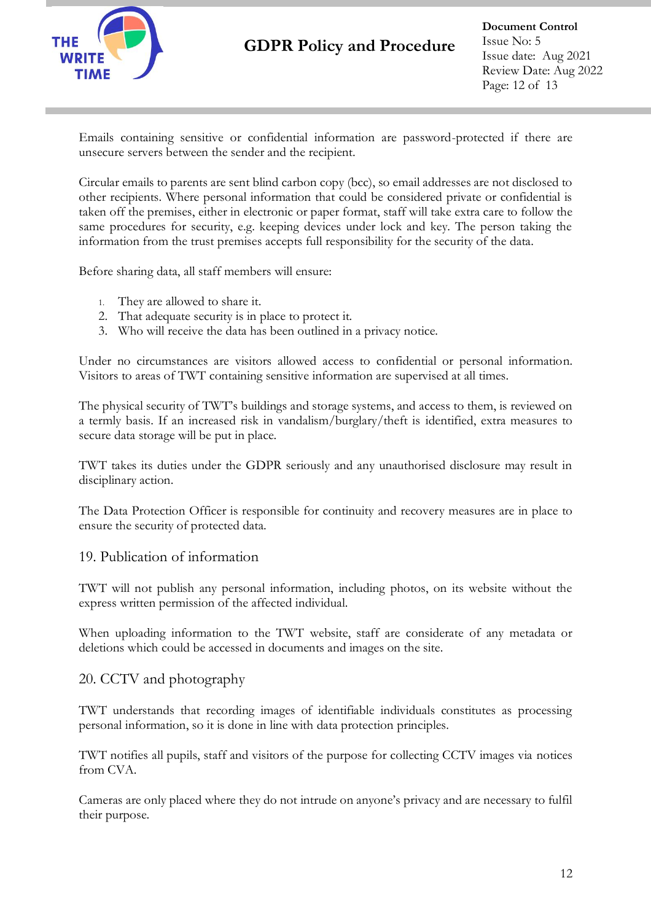Emails containing sensitive or confidential information are password-protected if there are unsecure servers between the sender and the recipient.

Circular emails to parents are sent blind carbon copy (bcc), so email addresses are not disclosed to other recipients. Where personal information that could be considered private or confidential is taken off the premises, either in electronic or paper format, staff will take extra care to follow the same procedures for security, e.g. keeping devices under lock and key. The person taking the information from the trust premises accepts full responsibility for the security of the data.

Before sharing data, all staff members will ensure:

1. They are allowed to share it.
2. That adequate security is in place to protect it.
3. Who will receive the data has been outlined in a privacy notice.

Under no circumstances are visitors allowed access to confidential or personal information. Visitors to areas of TWT containing sensitive information are supervised at all times.

The physical security of TWT's buildings and storage systems, and access to them, is reviewed on a termly basis. If an increased risk in vandalism/burglary/theft is identified, extra measures to secure data storage will be put in place.

TWT takes its duties under the GDPR seriously and any unauthorised disclosure may result in disciplinary action.

The Data Protection Officer is responsible for continuity and recovery measures are in place to ensure the security of protected data.

## 19. Publication of information

TWT will not publish any personal information, including photos, on its website without the express written permission of the affected individual.

When uploading information to the TWT website, staff are considerate of any metadata or deletions which could be accessed in documents and images on the site.

## 20. CCTV and photography

TWT understands that recording images of identifiable individuals constitutes as processing personal information, so it is done in line with data protection principles.

TWT notifies all pupils, staff and visitors of the purpose for collecting CCTV images via notices from CVA.

Cameras are only placed where they do not intrude on anyone's privacy and are necessary to fulfil their purpose.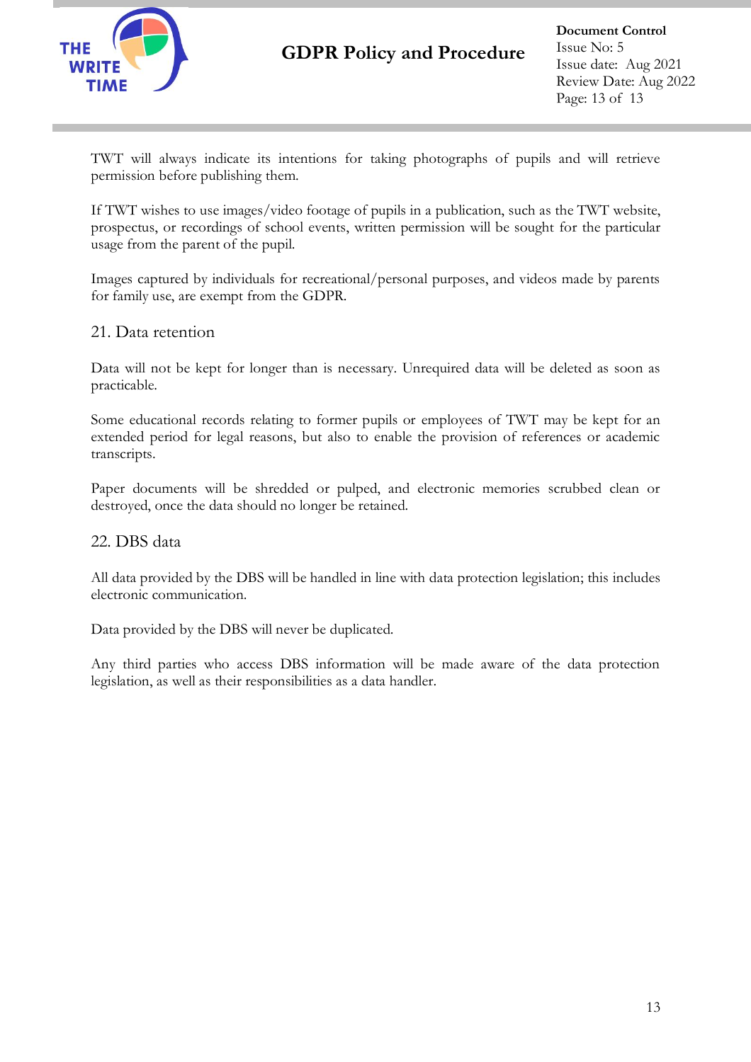TWT will always indicate its intentions for taking photographs of pupils and will retrieve permission before publishing them.

If TWT wishes to use images/video footage of pupils in a publication, such as the TWT website, prospectus, or recordings of school events, written permission will be sought for the particular usage from the parent of the pupil.

Images captured by individuals for recreational/personal purposes, and videos made by parents for family use, are exempt from the GDPR.

## 21. Data retention

Data will not be kept for longer than is necessary. Unrequired data will be deleted as soon as practicable.

Some educational records relating to former pupils or employees of TWT may be kept for an extended period for legal reasons, but also to enable the provision of references or academic transcripts.

Paper documents will be shredded or pulped, and electronic memories scrubbed clean or destroyed, once the data should no longer be retained.

## 22. DBS data

All data provided by the DBS will be handled in line with data protection legislation; this includes electronic communication.

Data provided by the DBS will never be duplicated.

Any third parties who access DBS information will be made aware of the data protection legislation, as well as their responsibilities as a data handler.